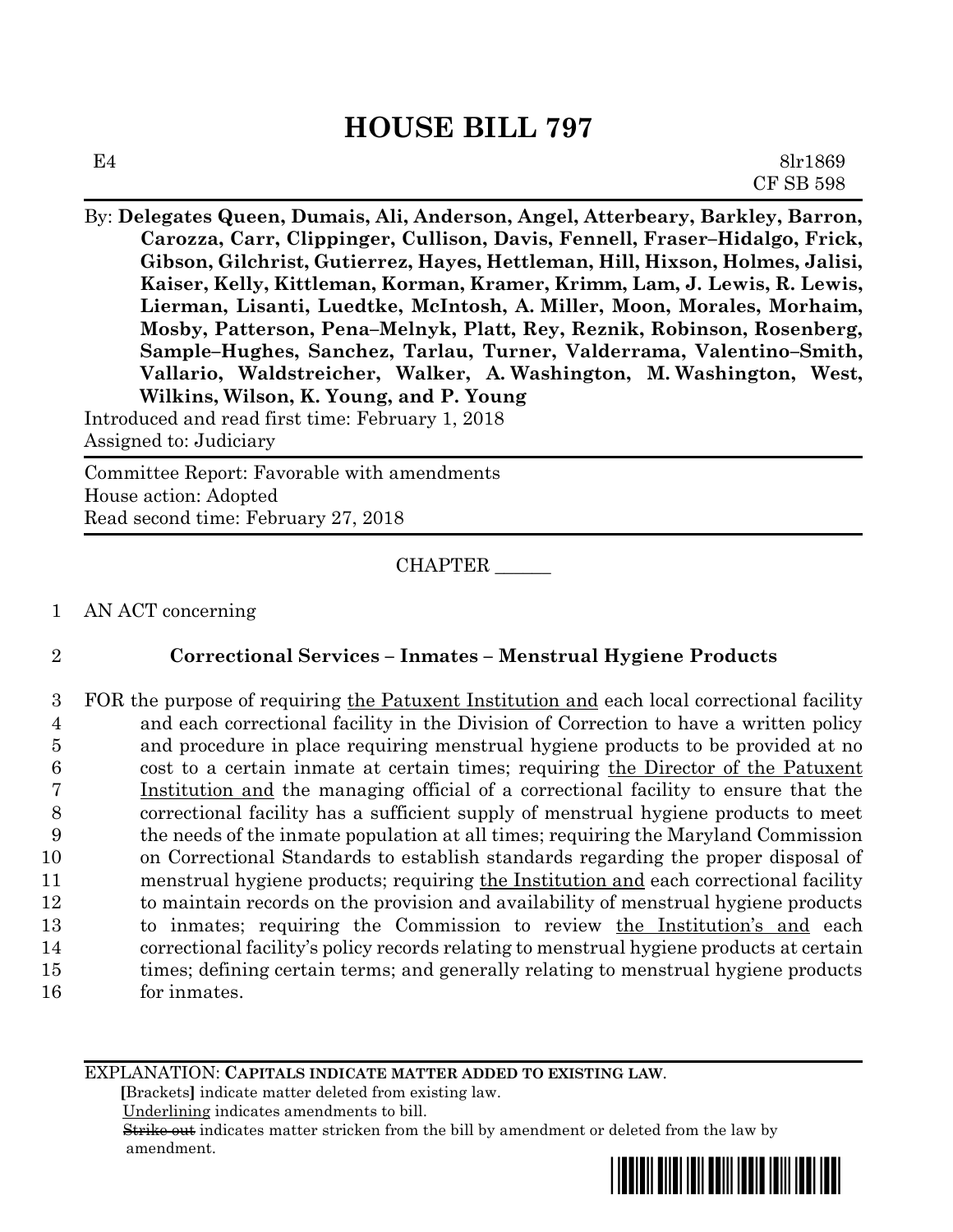# HOUSE BILL 797

E4 8lr1869
CF SB 598

By: **Delegates Queen, Dumais, Ali, Anderson, Angel, Atterbeary, Barkley, Barron, Carozza, Carr, Clippinger, Cullison, Davis, Fennell, Fraser–Hidalgo, Frick, Gibson, Gilchrist, Gutierrez, Hayes, Hettleman, Hill, Hixson, Holmes, Jalisi, Kaiser, Kelly, Kittleman, Korman, Kramer, Krimm, Lam, J. Lewis, R. Lewis, Lierman, Lisanti, Luedtke, McIntosh, A. Miller, Moon, Morales, Morhaim, Mosby, Patterson, Pena–Melnyk, Platt, Rey, Reznik, Robinson, Rosenberg, Sample–Hughes, Sanchez, Tarlau, Turner, Valderrama, Valentino–Smith, Vallario, Waldstreicher, Walker, A. Washington, M. Washington, West, Wilkins, Wilson, K. Young, and P. Young**

Introduced and read first time: February 1, 2018
Assigned to: Judiciary

Committee Report: Favorable with amendments
House action: Adopted
Read second time: February 27, 2018

CHAPTER ______

1 AN ACT concerning

2 **Correctional Services – Inmates – Menstrual Hygiene Products**

3 FOR the purpose of requiring <u>the Patuxent Institution and</u> each local correctional facility
4 and each correctional facility in the Division of Correction to have a written policy
5 and procedure in place requiring menstrual hygiene products to be provided at no
6 cost to a certain inmate at certain times; requiring <u>the Director of the Patuxent</u>
7 <u>Institution and</u> the managing official of a correctional facility to ensure that the
8 correctional facility has a sufficient supply of menstrual hygiene products to meet
9 the needs of the inmate population at all times; requiring the Maryland Commission
10 on Correctional Standards to establish standards regarding the proper disposal of
11 menstrual hygiene products; requiring <u>the Institution and</u> each correctional facility
12 to maintain records on the provision and availability of menstrual hygiene products
13 to inmates; requiring the Commission to review <u>the Institution's and</u> each
14 correctional facility's policy records relating to menstrual hygiene products at certain
15 times; defining certain terms; and generally relating to menstrual hygiene products
16 for inmates.

EXPLANATION: **CAPITALS INDICATE MATTER ADDED TO EXISTING LAW.**
**[**Brackets**]** indicate matter deleted from existing law.
<u>Underlining</u> indicates amendments to bill.
~~Strike out~~ indicates matter stricken from the bill by amendment or deleted from the law by amendment.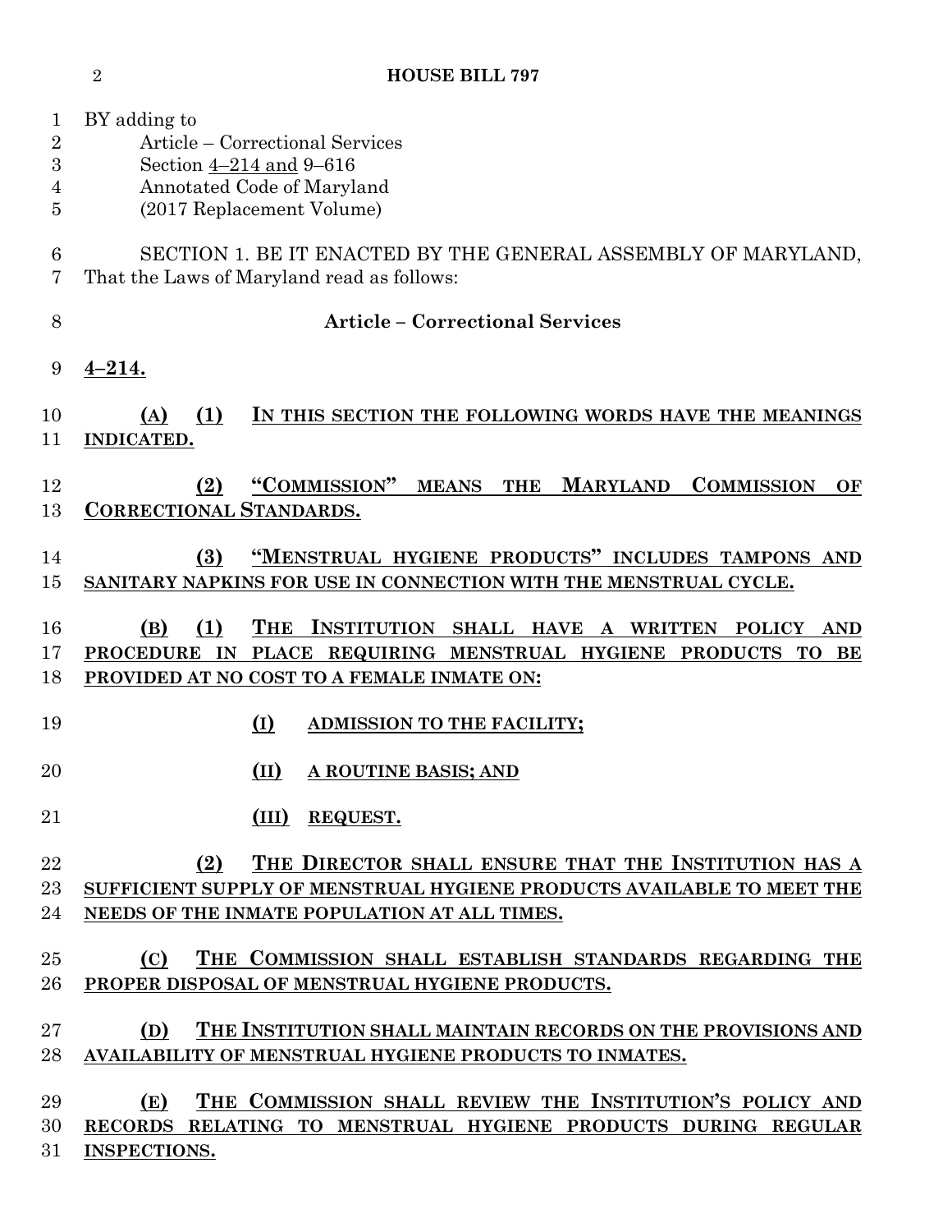BY adding to
Article – Correctional Services
Section 4–214 and 9–616
Annotated Code of Maryland
(2017 Replacement Volume)

SECTION 1. BE IT ENACTED BY THE GENERAL ASSEMBLY OF MARYLAND, That the Laws of Maryland read as follows:

**Article – Correctional Services**

**4–214.**

**(A) (1) IN THIS SECTION THE FOLLOWING WORDS HAVE THE MEANINGS INDICATED.**

**(2) "COMMISSION" MEANS THE MARYLAND COMMISSION OF CORRECTIONAL STANDARDS.**

**(3) "MENSTRUAL HYGIENE PRODUCTS" INCLUDES TAMPONS AND SANITARY NAPKINS FOR USE IN CONNECTION WITH THE MENSTRUAL CYCLE.**

**(B) (1) THE INSTITUTION SHALL HAVE A WRITTEN POLICY AND PROCEDURE IN PLACE REQUIRING MENSTRUAL HYGIENE PRODUCTS TO BE PROVIDED AT NO COST TO A FEMALE INMATE ON:**

**(I) ADMISSION TO THE FACILITY;**

**(II) A ROUTINE BASIS; AND**

**(III) REQUEST.**

**(2) THE DIRECTOR SHALL ENSURE THAT THE INSTITUTION HAS A SUFFICIENT SUPPLY OF MENSTRUAL HYGIENE PRODUCTS AVAILABLE TO MEET THE NEEDS OF THE INMATE POPULATION AT ALL TIMES.**

**(C) THE COMMISSION SHALL ESTABLISH STANDARDS REGARDING THE PROPER DISPOSAL OF MENSTRUAL HYGIENE PRODUCTS.**

**(D) THE INSTITUTION SHALL MAINTAIN RECORDS ON THE PROVISIONS AND AVAILABILITY OF MENSTRUAL HYGIENE PRODUCTS TO INMATES.**

**(E) THE COMMISSION SHALL REVIEW THE INSTITUTION'S POLICY AND RECORDS RELATING TO MENSTRUAL HYGIENE PRODUCTS DURING REGULAR INSPECTIONS.**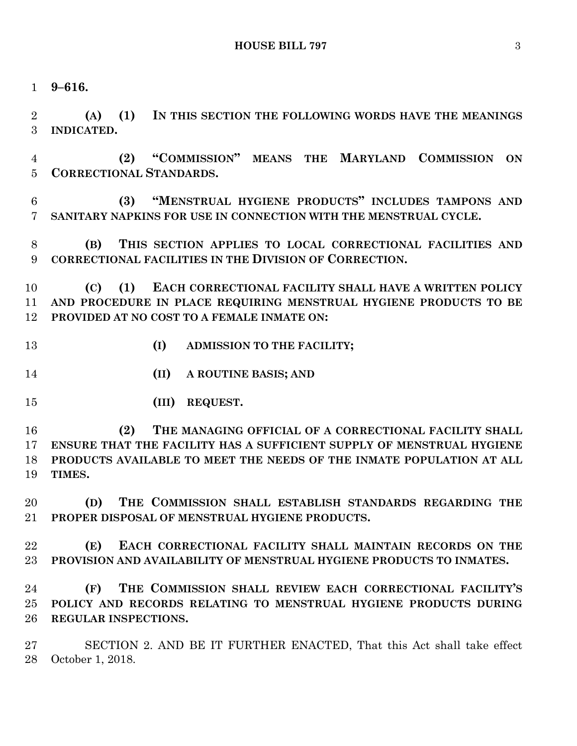**9–616.**

**(A) (1) IN THIS SECTION THE FOLLOWING WORDS HAVE THE MEANINGS INDICATED.**

**(2) "COMMISSION" MEANS THE MARYLAND COMMISSION ON CORRECTIONAL STANDARDS.**

**(3) "MENSTRUAL HYGIENE PRODUCTS" INCLUDES TAMPONS AND SANITARY NAPKINS FOR USE IN CONNECTION WITH THE MENSTRUAL CYCLE.**

**(B) THIS SECTION APPLIES TO LOCAL CORRECTIONAL FACILITIES AND CORRECTIONAL FACILITIES IN THE DIVISION OF CORRECTION.**

**(C) (1) EACH CORRECTIONAL FACILITY SHALL HAVE A WRITTEN POLICY AND PROCEDURE IN PLACE REQUIRING MENSTRUAL HYGIENE PRODUCTS TO BE PROVIDED AT NO COST TO A FEMALE INMATE ON:**

**(I) ADMISSION TO THE FACILITY;**

**(II) A ROUTINE BASIS; AND**

**(III) REQUEST.**

**(2) THE MANAGING OFFICIAL OF A CORRECTIONAL FACILITY SHALL ENSURE THAT THE FACILITY HAS A SUFFICIENT SUPPLY OF MENSTRUAL HYGIENE PRODUCTS AVAILABLE TO MEET THE NEEDS OF THE INMATE POPULATION AT ALL TIMES.**

**(D) THE COMMISSION SHALL ESTABLISH STANDARDS REGARDING THE PROPER DISPOSAL OF MENSTRUAL HYGIENE PRODUCTS.**

**(E) EACH CORRECTIONAL FACILITY SHALL MAINTAIN RECORDS ON THE PROVISION AND AVAILABILITY OF MENSTRUAL HYGIENE PRODUCTS TO INMATES.**

**(F) THE COMMISSION SHALL REVIEW EACH CORRECTIONAL FACILITY'S POLICY AND RECORDS RELATING TO MENSTRUAL HYGIENE PRODUCTS DURING REGULAR INSPECTIONS.**

SECTION 2. AND BE IT FURTHER ENACTED, That this Act shall take effect October 1, 2018.